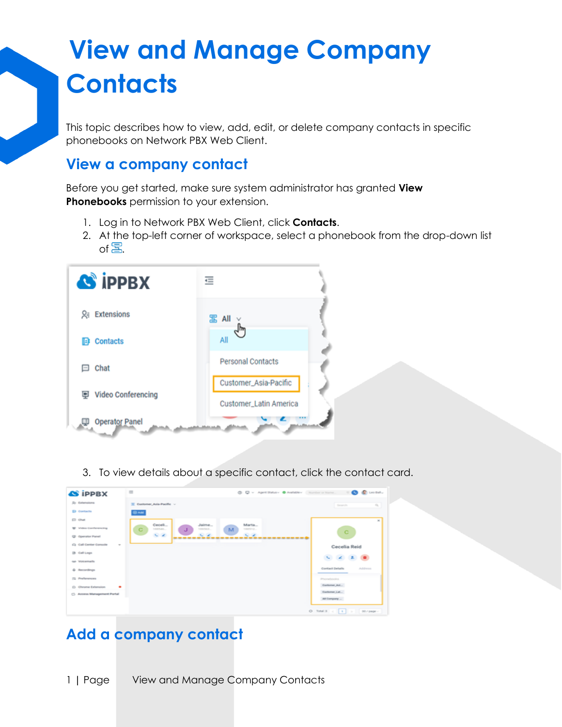# View and Manage Company Contacts

This topic describes how to view, add, edit, or delete company contacts in specific phonebooks on Network PBX Web Client.

## View a company contact

Before you get started, make sure system administrator has granted **View Phonebooks** permission to your extension.

1. Log in to Network PBX Web Client, click **Contacts**.
2. At the top-left corner of workspace, select a phonebook from the drop-down list of .

3. To view details about a specific contact, click the contact card.

## Add a company contact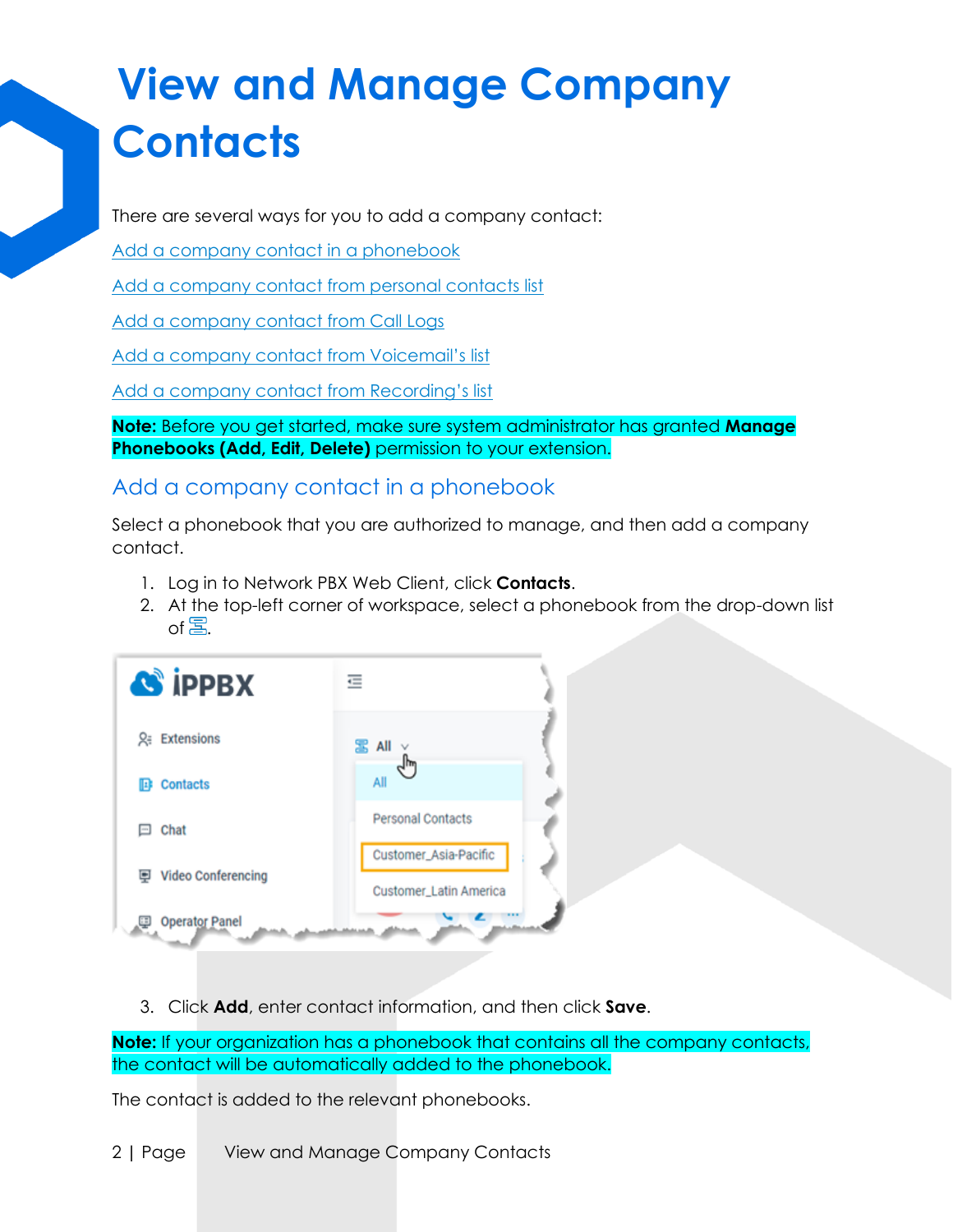# View and Manage Company Contacts

There are several ways for you to add a company contact:

Add a company contact in a phonebook

Add a company contact from personal contacts list

Add a company contact from Call Logs

Add a company contact from Voicemail's list

Add a company contact from Recording's list

**Note:** Before you get started, make sure system administrator has granted **Manage Phonebooks (Add, Edit, Delete)** permission to your extension.

## Add a company contact in a phonebook

Select a phonebook that you are authorized to manage, and then add a company contact.

1. Log in to Network PBX Web Client, click **Contacts**.
2. At the top-left corner of workspace, select a phonebook from the drop-down list of .
3. Click **Add**, enter contact information, and then click **Save**.

**Note:** If your organization has a phonebook that contains all the company contacts, the contact will be automatically added to the phonebook.

The contact is added to the relevant phonebooks.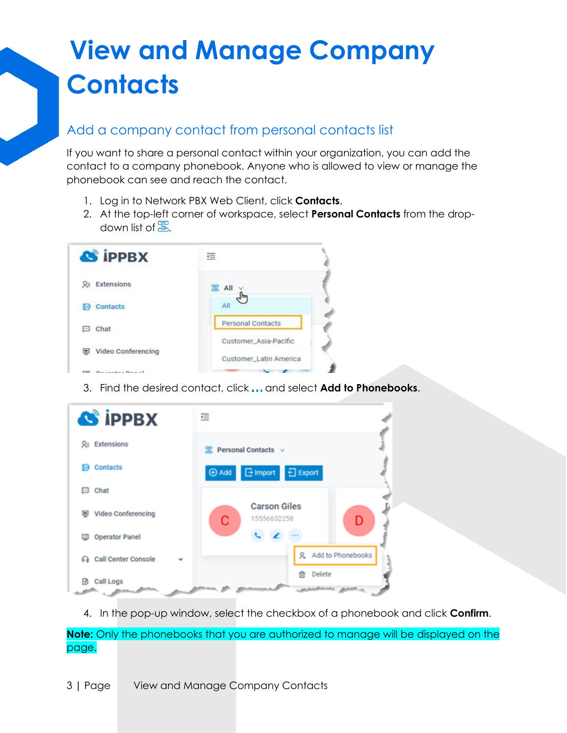# View and Manage Company Contacts

## Add a company contact from personal contacts list

If you want to share a personal contact within your organization, you can add the contact to a company phonebook. Anyone who is allowed to view or manage the phonebook can see and reach the contact.

1. Log in to Network PBX Web Client, click **Contacts**.
2. At the top-left corner of workspace, select **Personal Contacts** from the drop-down list of .

3. Find the desired contact, click **...** and select **Add to Phonebooks**.

4. In the pop-up window, select the checkbox of a phonebook and click **Confirm**.

**Note:** Only the phonebooks that you are authorized to manage will be displayed on the page.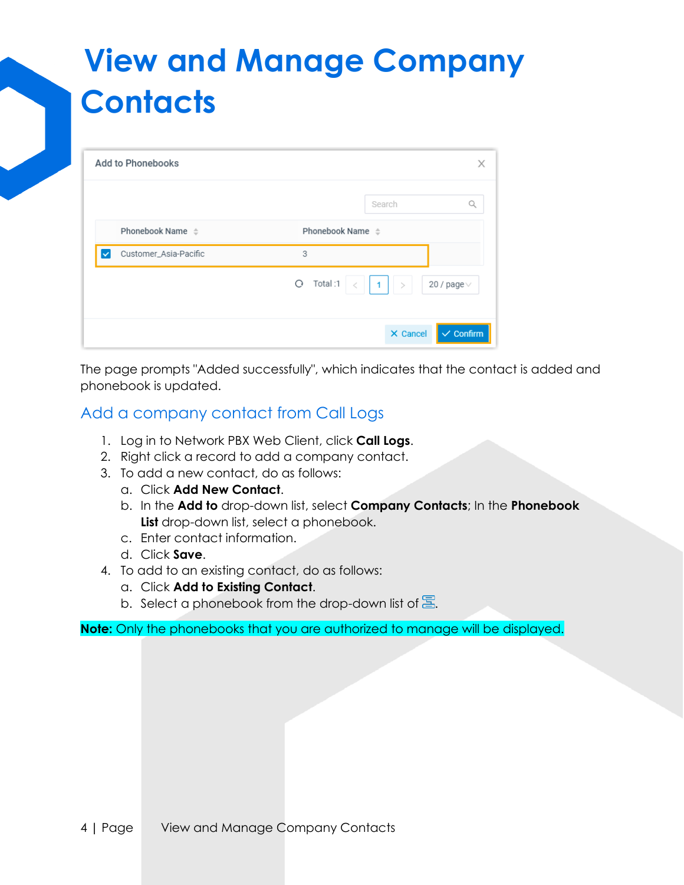# View and Manage Company Contacts

The page prompts "Added successfully", which indicates that the contact is added and phonebook is updated.

## Add a company contact from Call Logs

1. Log in to Network PBX Web Client, click **Call Logs**.
2. Right click a record to add a company contact.
3. To add a new contact, do as follows:
   a. Click **Add New Contact**.
   b. In the **Add to** drop-down list, select **Company Contacts**; In the **Phonebook List** drop-down list, select a phonebook.
   c. Enter contact information.
   d. Click **Save**.
4. To add to an existing contact, do as follows:
   a. Click **Add to Existing Contact**.
   b. Select a phonebook from the drop-down list of .

**Note:** Only the phonebooks that you are authorized to manage will be displayed.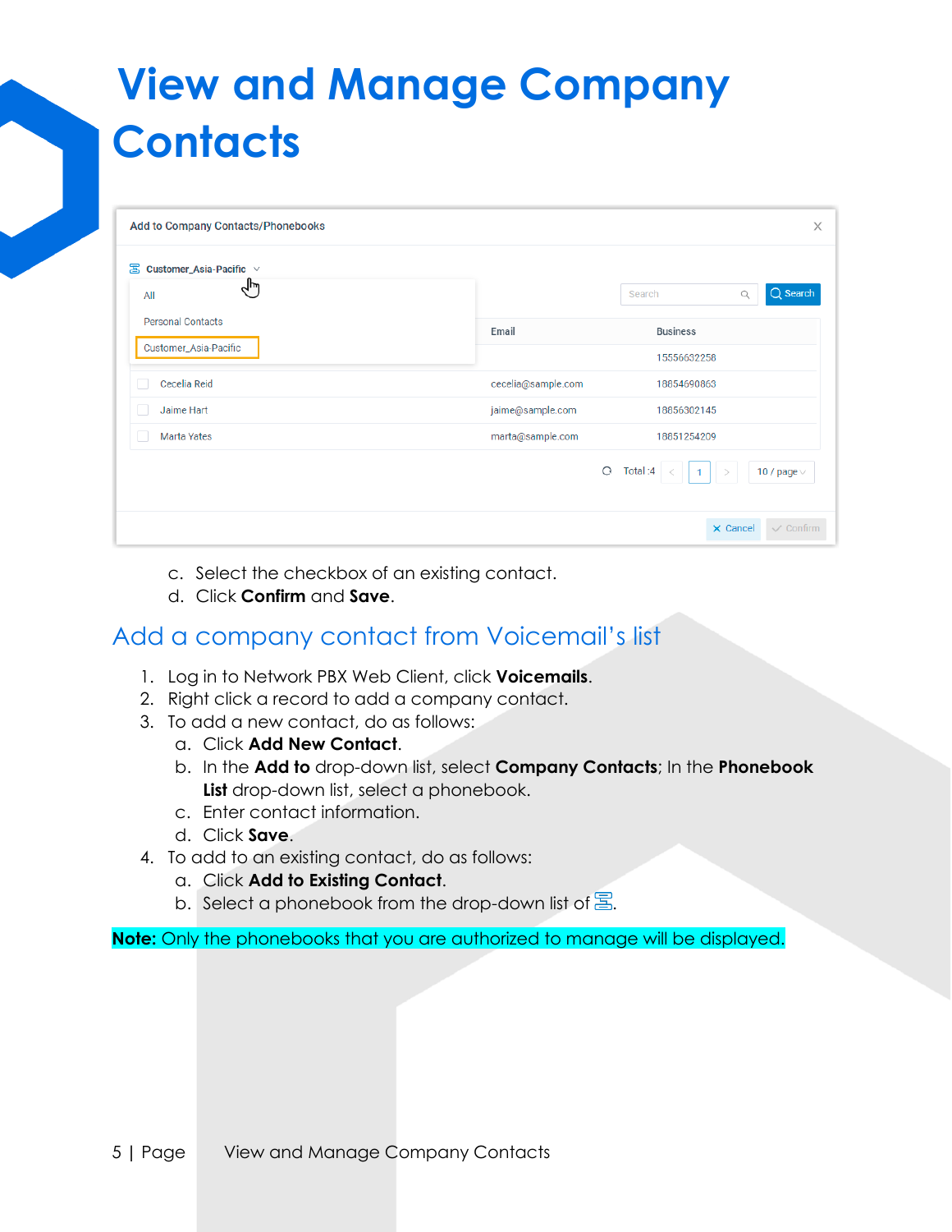# View and Manage Company Contacts

c. Select the checkbox of an existing contact.
d. Click **Confirm** and **Save**.

## Add a company contact from Voicemail's list

1. Log in to Network PBX Web Client, click **Voicemails**.
2. Right click a record to add a company contact.
3. To add a new contact, do as follows:
   a. Click **Add New Contact**.
   b. In the **Add to** drop-down list, select **Company Contacts**; In the **Phonebook List** drop-down list, select a phonebook.
   c. Enter contact information.
   d. Click **Save**.
4. To add to an existing contact, do as follows:
   a. Click **Add to Existing Contact**.
   b. Select a phonebook from the drop-down list of .

**Note:** Only the phonebooks that you are authorized to manage will be displayed.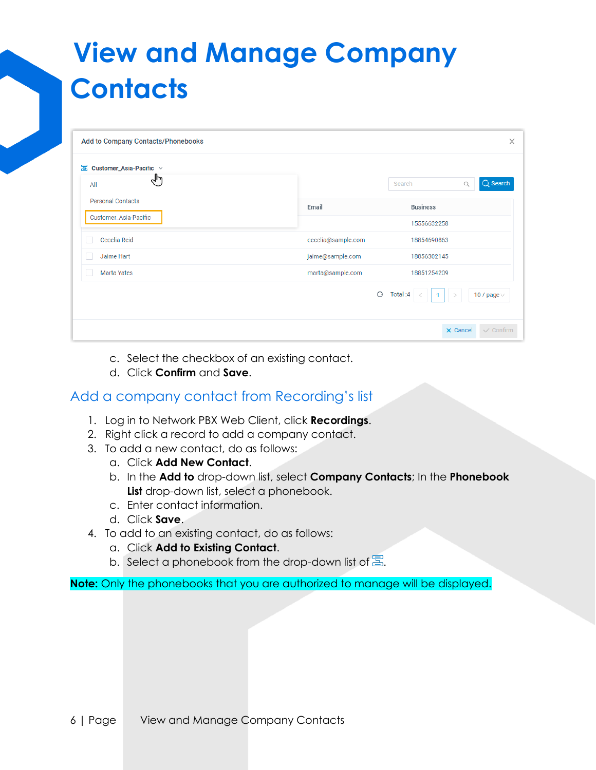# View and Manage Company Contacts

c. Select the checkbox of an existing contact.
d. Click **Confirm** and **Save**.

## Add a company contact from Recording's list

1. Log in to Network PBX Web Client, click **Recordings**.
2. Right click a record to add a company contact.
3. To add a new contact, do as follows:
   a. Click **Add New Contact**.
   b. In the **Add to** drop-down list, select **Company Contacts**; In the **Phonebook List** drop-down list, select a phonebook.
   c. Enter contact information.
   d. Click **Save**.
4. To add to an existing contact, do as follows:
   a. Click **Add to Existing Contact**.
   b. Select a phonebook from the drop-down list of .

**Note:** Only the phonebooks that you are authorized to manage will be displayed.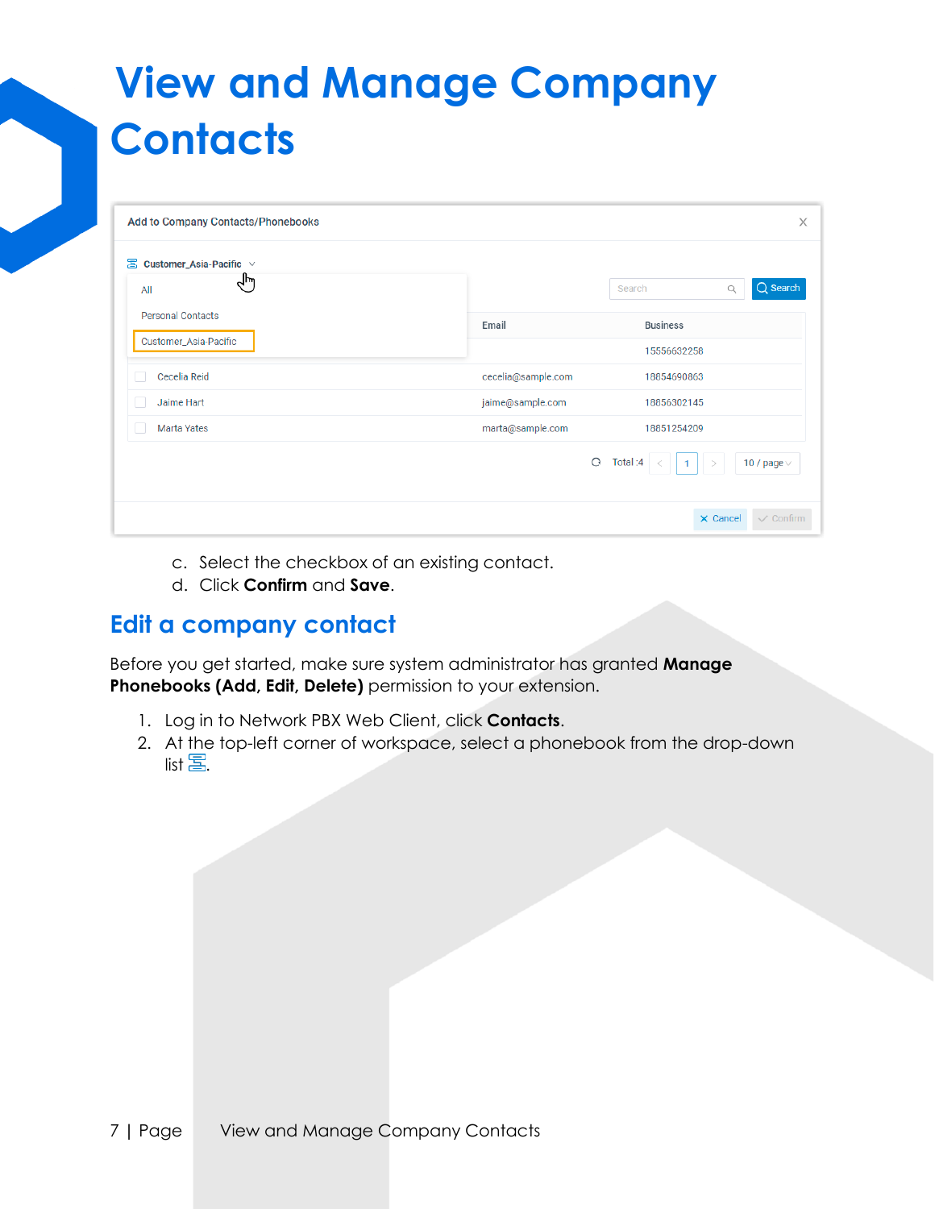# View and Manage Company Contacts

c. Select the checkbox of an existing contact.
d. Click **Confirm** and **Save**.

## Edit a company contact

Before you get started, make sure system administrator has granted **Manage Phonebooks (Add, Edit, Delete)** permission to your extension.

1. Log in to Network PBX Web Client, click **Contacts**.
2. At the top-left corner of workspace, select a phonebook from the drop-down list.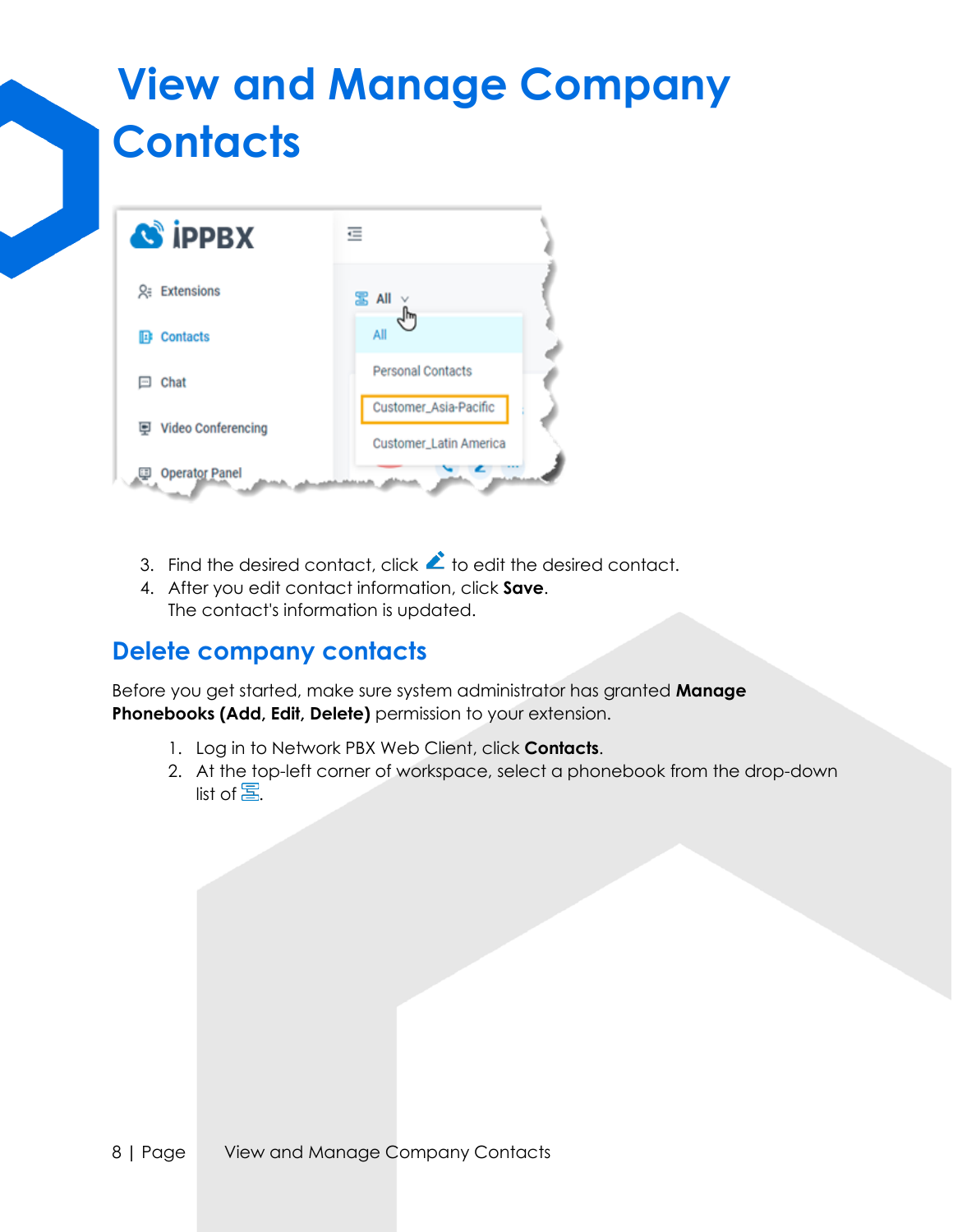# View and Manage Company Contacts

3. Find the desired contact, click  to edit the desired contact.
4. After you edit contact information, click **Save**.
   The contact's information is updated.

## Delete company contacts

Before you get started, make sure system administrator has granted **Manage Phonebooks (Add, Edit, Delete)** permission to your extension.

1. Log in to Network PBX Web Client, click **Contacts**.
2. At the top-left corner of workspace, select a phonebook from the drop-down list of .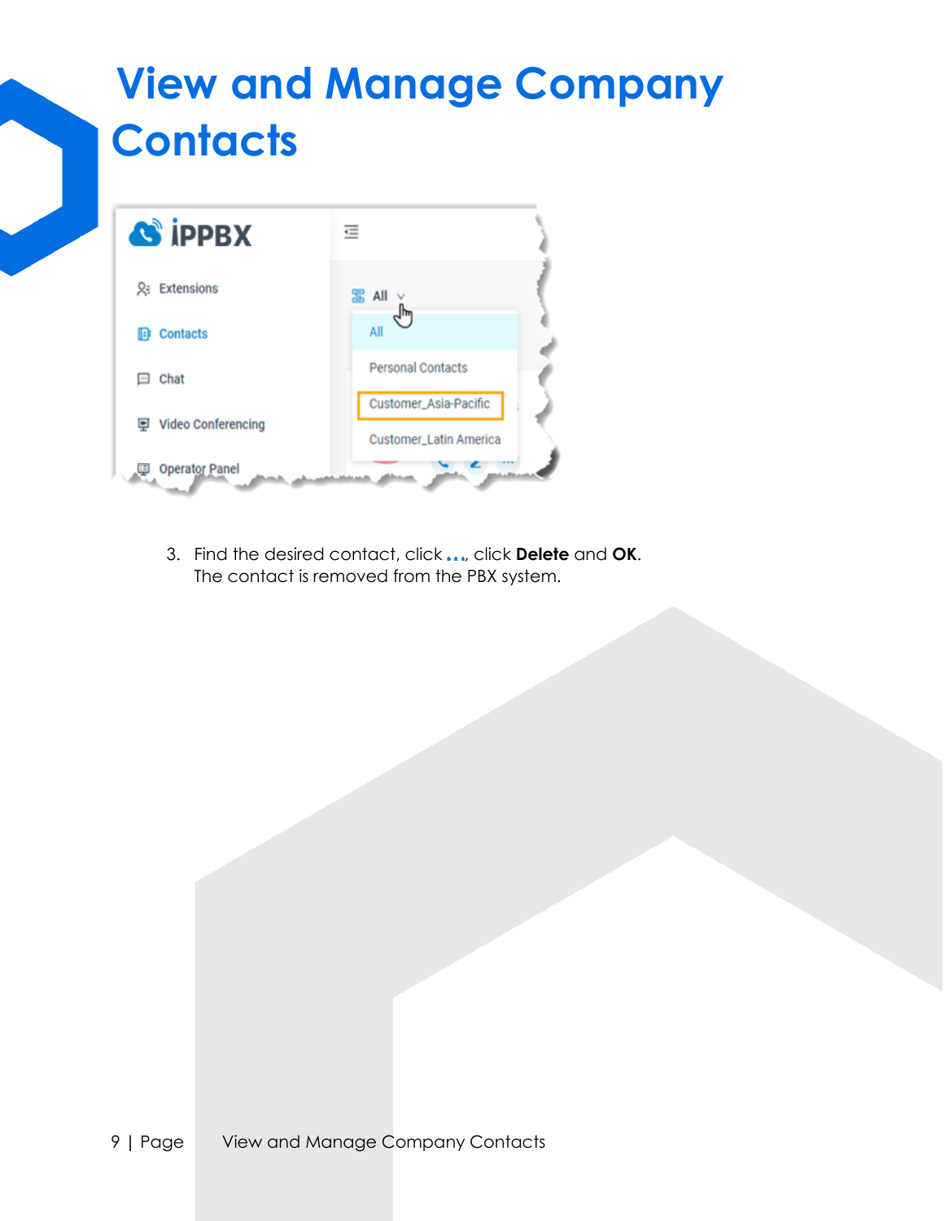# View and Manage Company Contacts

3. Find the desired contact, click **...**, click **Delete** and **OK**.
   The contact is removed from the PBX system.